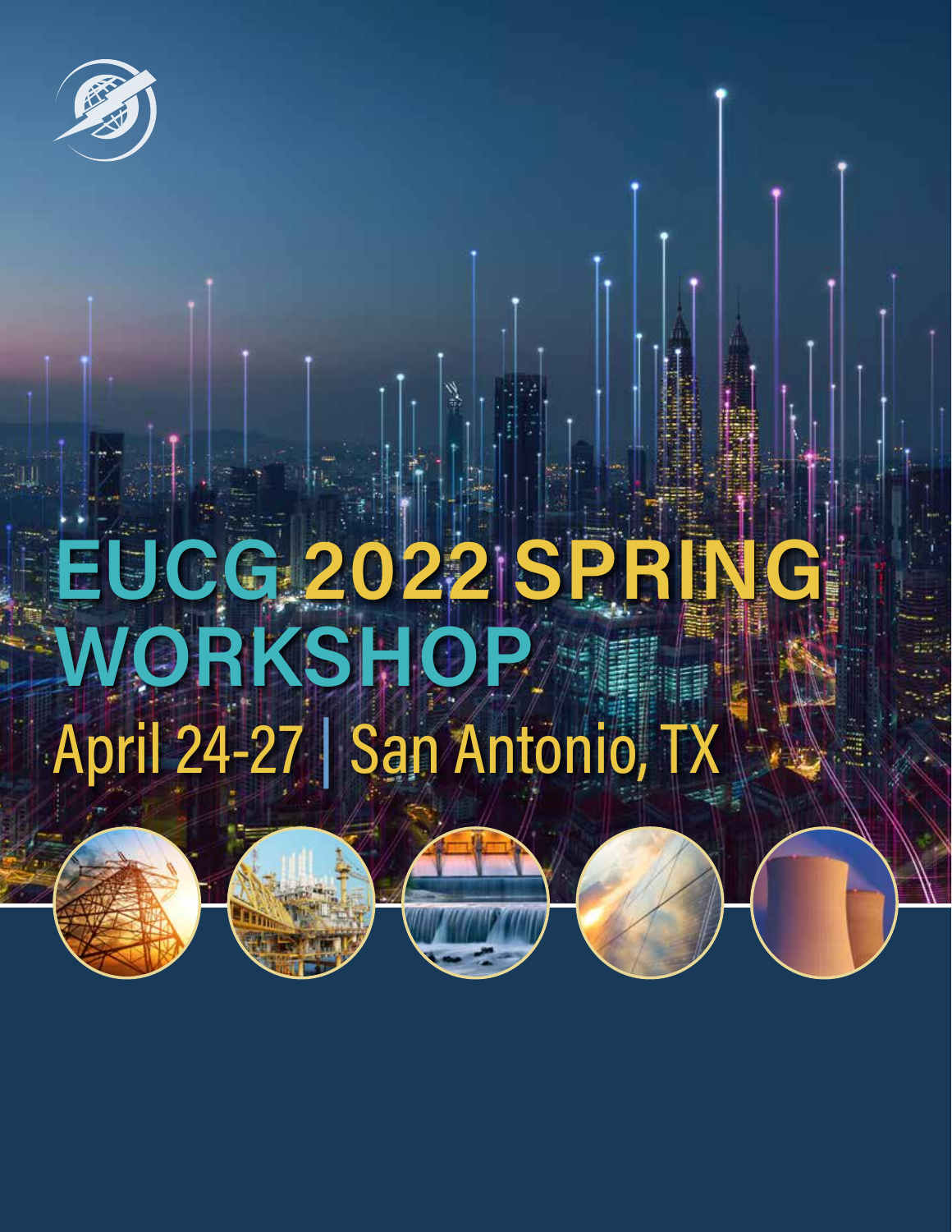# EUCG 2022 SPRING WORKSHOP

April 24-27 | San Antonio, TX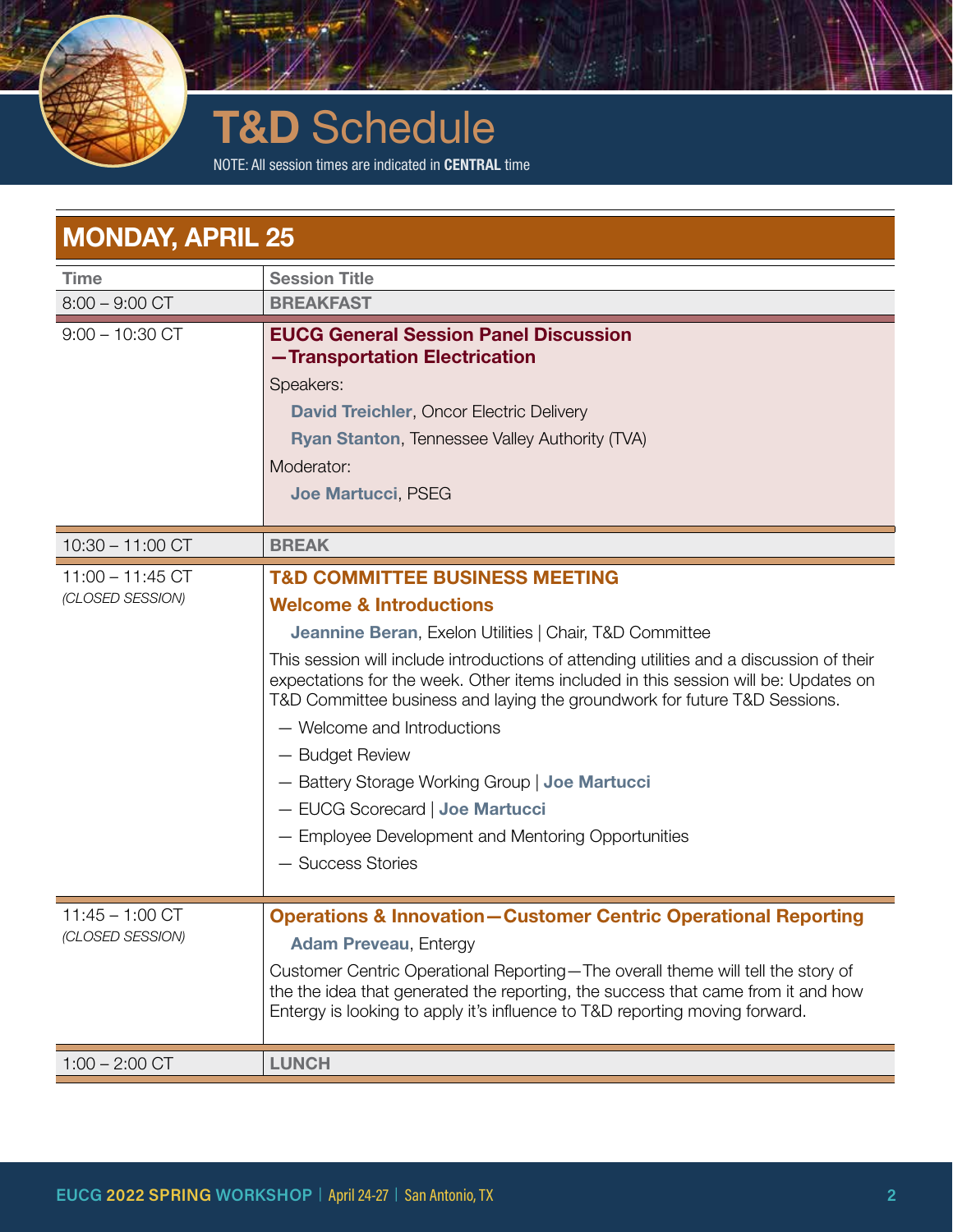# T&D Schedule

NOTE: All session times are indicated in **CENTRAL** time

## MONDAY, APRIL 25

| Time | Session Title |
|---|---|
| 8:00 – 9:00 CT | **BREAKFAST** |
| 9:00 – 10:30 CT | **EUCG General Session Panel Discussion —Transportation Electrication**<br>Speakers:<br>**David Treichler**, Oncor Electric Delivery<br>**Ryan Stanton**, Tennessee Valley Authority (TVA)<br>Moderator:<br>**Joe Martucci**, PSEG |
| 10:30 – 11:00 CT | **BREAK** |
| 11:00 – 11:45 CT<br>*(CLOSED SESSION)* | **T&D COMMITTEE BUSINESS MEETING**<br>**Welcome & Introductions**<br>**Jeannine Beran**, Exelon Utilities \| Chair, T&D Committee<br>This session will include introductions of attending utilities and a discussion of their expectations for the week. Other items included in this session will be: Updates on T&D Committee business and laying the groundwork for future T&D Sessions.<br>— Welcome and Introductions<br>— Budget Review<br>— Battery Storage Working Group \| **Joe Martucci**<br>— EUCG Scorecard \| **Joe Martucci**<br>— Employee Development and Mentoring Opportunities<br>— Success Stories |
| 11:45 – 1:00 CT<br>*(CLOSED SESSION)* | **Operations & Innovation—Customer Centric Operational Reporting**<br>**Adam Preveau**, Entergy<br>Customer Centric Operational Reporting—The overall theme will tell the story of the the idea that generated the reporting, the success that came from it and how Entergy is looking to apply it's influence to T&D reporting moving forward. |
| 1:00 – 2:00 CT | **LUNCH** |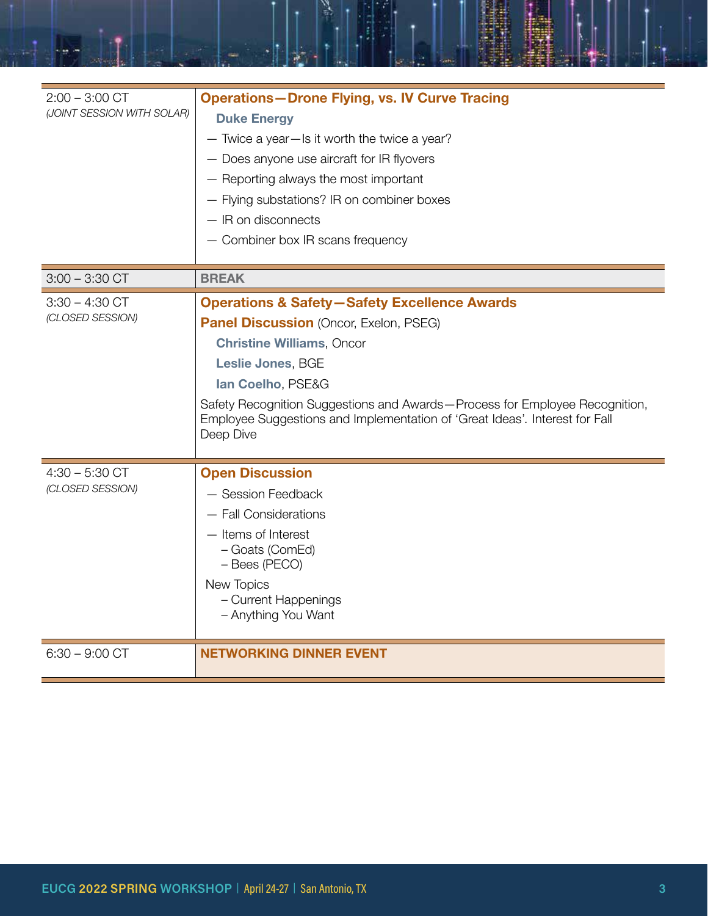| | |
|---|---|
| 2:00 – 3:00 CT<br>*(JOINT SESSION WITH SOLAR)* | **Operations—Drone Flying, vs. IV Curve Tracing**<br>**Duke Energy**<br>— Twice a year—Is it worth the twice a year?<br>— Does anyone use aircraft for IR flyovers<br>— Reporting always the most important<br>— Flying substations? IR on combiner boxes<br>— IR on disconnects<br>— Combiner box IR scans frequency |
| 3:00 – 3:30 CT | **BREAK** |
| 3:30 – 4:30 CT<br>*(CLOSED SESSION)* | **Operations & Safety—Safety Excellence Awards**<br>**Panel Discussion** (Oncor, Exelon, PSEG)<br>**Christine Williams**, Oncor<br>**Leslie Jones**, BGE<br>**Ian Coelho**, PSE&G<br>Safety Recognition Suggestions and Awards—Process for Employee Recognition, Employee Suggestions and Implementation of 'Great Ideas'. Interest for Fall Deep Dive |
| 4:30 – 5:30 CT<br>*(CLOSED SESSION)* | **Open Discussion**<br>— Session Feedback<br>— Fall Considerations<br>— Items of Interest<br>– Goats (ComEd)<br>– Bees (PECO)<br>New Topics<br>– Current Happenings<br>– Anything You Want |
| 6:30 – 9:00 CT | **NETWORKING DINNER EVENT** |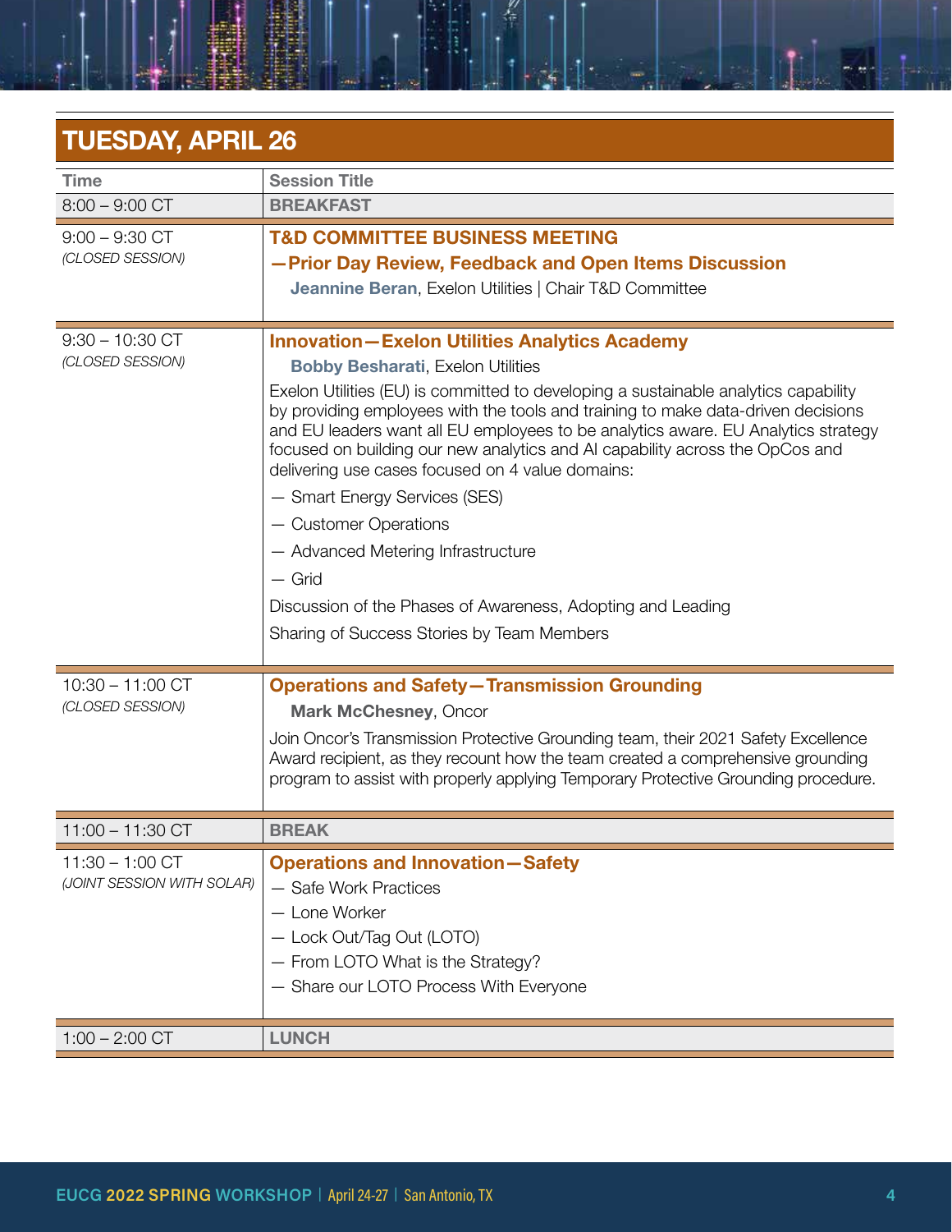## TUESDAY, APRIL 26

| Time | Session Title |
|---|---|
| 8:00 – 9:00 CT | **BREAKFAST** |
| 9:00 – 9:30 CT *(CLOSED SESSION)* | **T&D COMMITTEE BUSINESS MEETING —Prior Day Review, Feedback and Open Items Discussion**<br>**Jeannine Beran**, Exelon Utilities \| Chair T&D Committee |
| 9:30 – 10:30 CT *(CLOSED SESSION)* | **Innovation—Exelon Utilities Analytics Academy**<br>**Bobby Besharati**, Exelon Utilities<br>Exelon Utilities (EU) is committed to developing a sustainable analytics capability by providing employees with the tools and training to make data-driven decisions and EU leaders want all EU employees to be analytics aware. EU Analytics strategy focused on building our new analytics and AI capability across the OpCos and delivering use cases focused on 4 value domains:<br>— Smart Energy Services (SES)<br>— Customer Operations<br>— Advanced Metering Infrastructure<br>— Grid<br>Discussion of the Phases of Awareness, Adopting and Leading<br>Sharing of Success Stories by Team Members |
| 10:30 – 11:00 CT *(CLOSED SESSION)* | **Operations and Safety—Transmission Grounding**<br>**Mark McChesney**, Oncor<br>Join Oncor's Transmission Protective Grounding team, their 2021 Safety Excellence Award recipient, as they recount how the team created a comprehensive grounding program to assist with properly applying Temporary Protective Grounding procedure. |
| 11:00 – 11:30 CT | **BREAK** |
| 11:30 – 1:00 CT *(JOINT SESSION WITH SOLAR)* | **Operations and Innovation—Safety**<br>— Safe Work Practices<br>— Lone Worker<br>— Lock Out/Tag Out (LOTO)<br>— From LOTO What is the Strategy?<br>— Share our LOTO Process With Everyone |
| 1:00 – 2:00 CT | **LUNCH** |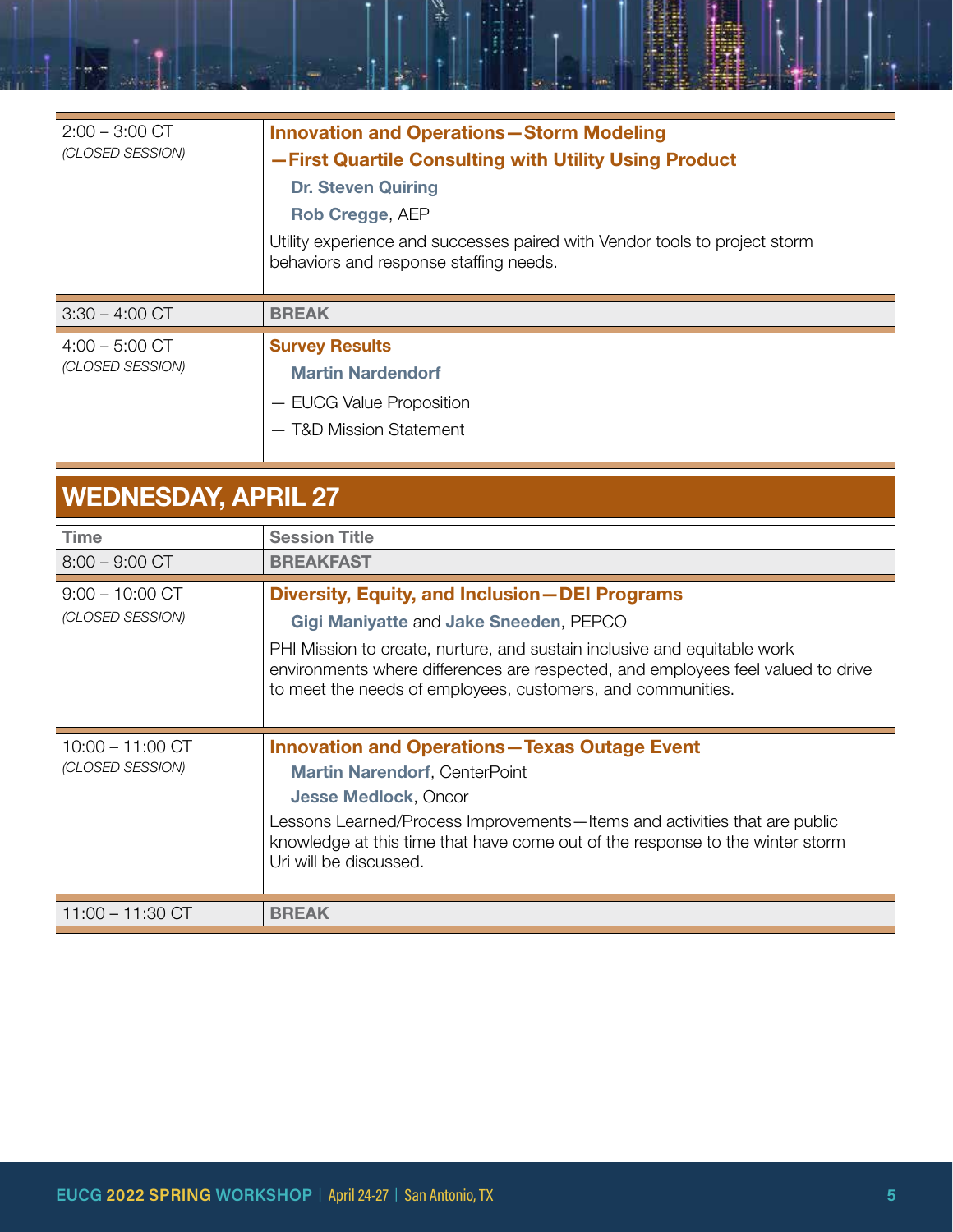| | |
|---|---|
| 2:00 – 3:00 CT<br>*(CLOSED SESSION)* | **Innovation and Operations—Storm Modeling —First Quartile Consulting with Utility Using Product**<br>**Dr. Steven Quiring**<br>**Rob Cregge**, AEP<br>Utility experience and successes paired with Vendor tools to project storm behaviors and response staffing needs. |
| 3:30 – 4:00 CT | **BREAK** |
| 4:00 – 5:00 CT<br>*(CLOSED SESSION)* | **Survey Results**<br>**Martin Nardendorf**<br>— EUCG Value Proposition<br>— T&D Mission Statement |

## WEDNESDAY, APRIL 27

| Time | Session Title |
|---|---|
| 8:00 – 9:00 CT | **BREAKFAST** |
| 9:00 – 10:00 CT<br>*(CLOSED SESSION)* | **Diversity, Equity, and Inclusion—DEI Programs**<br>**Gigi Maniyatte** and **Jake Sneeden**, PEPCO<br>PHI Mission to create, nurture, and sustain inclusive and equitable work environments where differences are respected, and employees feel valued to drive to meet the needs of employees, customers, and communities. |
| 10:00 – 11:00 CT<br>*(CLOSED SESSION)* | **Innovation and Operations—Texas Outage Event**<br>**Martin Narendorf**, CenterPoint<br>**Jesse Medlock**, Oncor<br>Lessons Learned/Process Improvements—Items and activities that are public knowledge at this time that have come out of the response to the winter storm Uri will be discussed. |
| 11:00 – 11:30 CT | **BREAK** |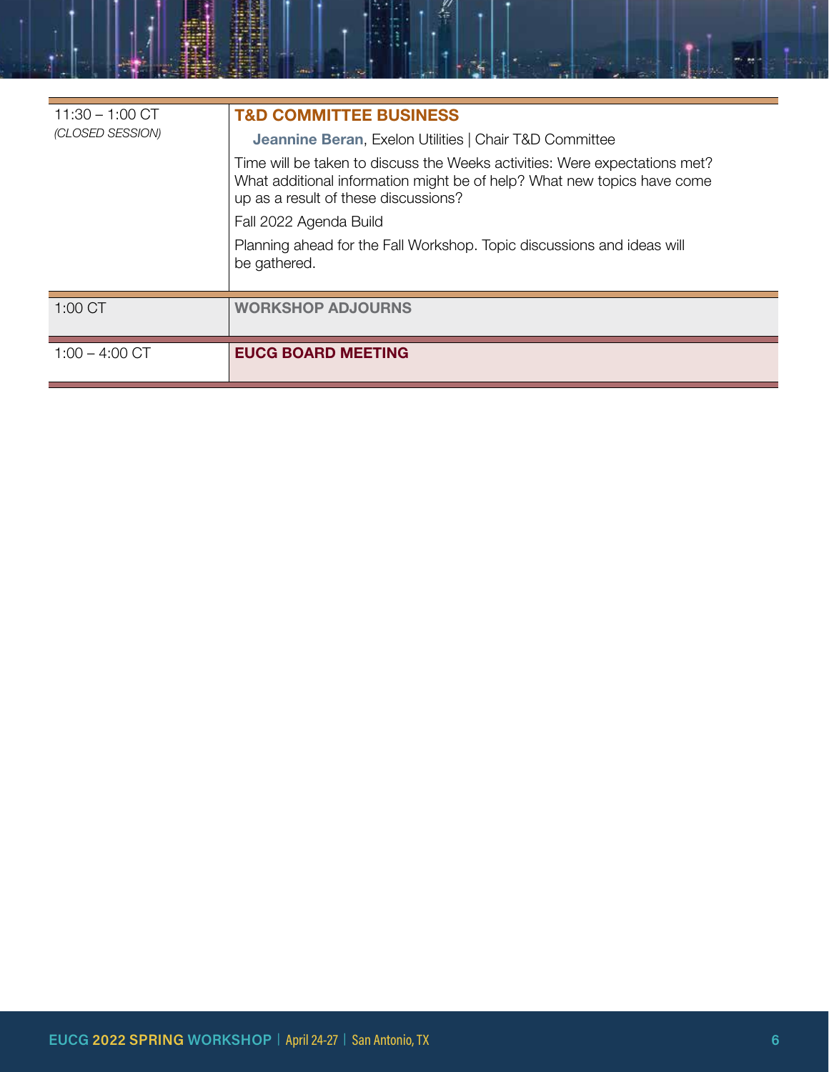| | |
|---|---|
| 11:30 – 1:00 CT<br>*(CLOSED SESSION)* | **T&D COMMITTEE BUSINESS**<br>**Jeannine Beran**, Exelon Utilities \| Chair T&D Committee<br>Time will be taken to discuss the Weeks activities: Were expectations met? What additional information might be of help? What new topics have come up as a result of these discussions?<br>Fall 2022 Agenda Build<br>Planning ahead for the Fall Workshop. Topic discussions and ideas will be gathered. |
| 1:00 CT | **WORKSHOP ADJOURNS** |
| 1:00 – 4:00 CT | **EUCG BOARD MEETING** |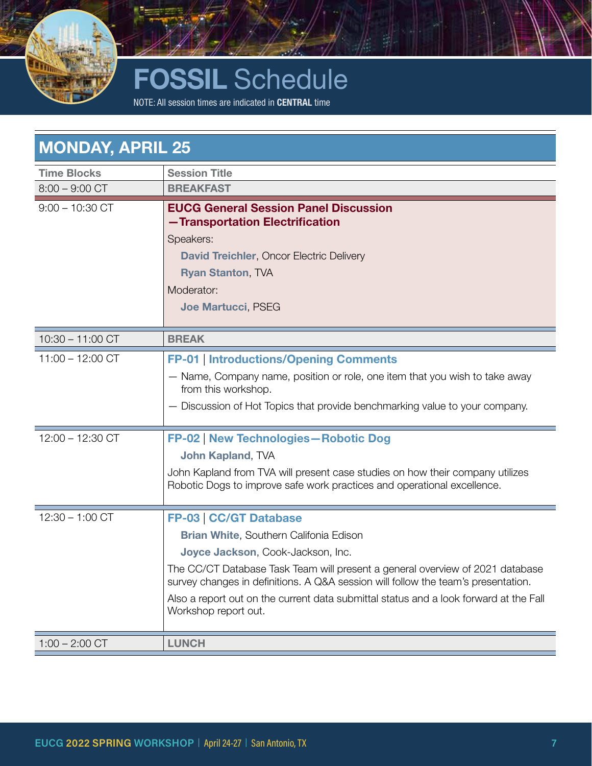# FOSSIL Schedule

NOTE: All session times are indicated in **CENTRAL** time

## MONDAY, APRIL 25

| Time Blocks | Session Title |
|---|---|
| 8:00 – 9:00 CT | **BREAKFAST** |
| 9:00 – 10:30 CT | **EUCG General Session Panel Discussion —Transportation Electrification**<br>Speakers:<br>**David Treichler**, Oncor Electric Delivery<br>**Ryan Stanton**, TVA<br>Moderator:<br>**Joe Martucci**, PSEG |
| 10:30 – 11:00 CT | **BREAK** |
| 11:00 – 12:00 CT | **FP-01** \| **Introductions/Opening Comments**<br>— Name, Company name, position or role, one item that you wish to take away from this workshop.<br>— Discussion of Hot Topics that provide benchmarking value to your company. |
| 12:00 – 12:30 CT | **FP-02** \| **New Technologies—Robotic Dog**<br>**John Kapland**, TVA<br>John Kapland from TVA will present case studies on how their company utilizes Robotic Dogs to improve safe work practices and operational excellence. |
| 12:30 – 1:00 CT | **FP-03** \| **CC/GT Database**<br>**Brian White**, Southern Califonia Edison<br>**Joyce Jackson**, Cook-Jackson, Inc.<br>The CC/CT Database Task Team will present a general overview of 2021 database survey changes in definitions. A Q&A session will follow the team's presentation.<br>Also a report out on the current data submittal status and a look forward at the Fall Workshop report out. |
| 1:00 – 2:00 CT | **LUNCH** |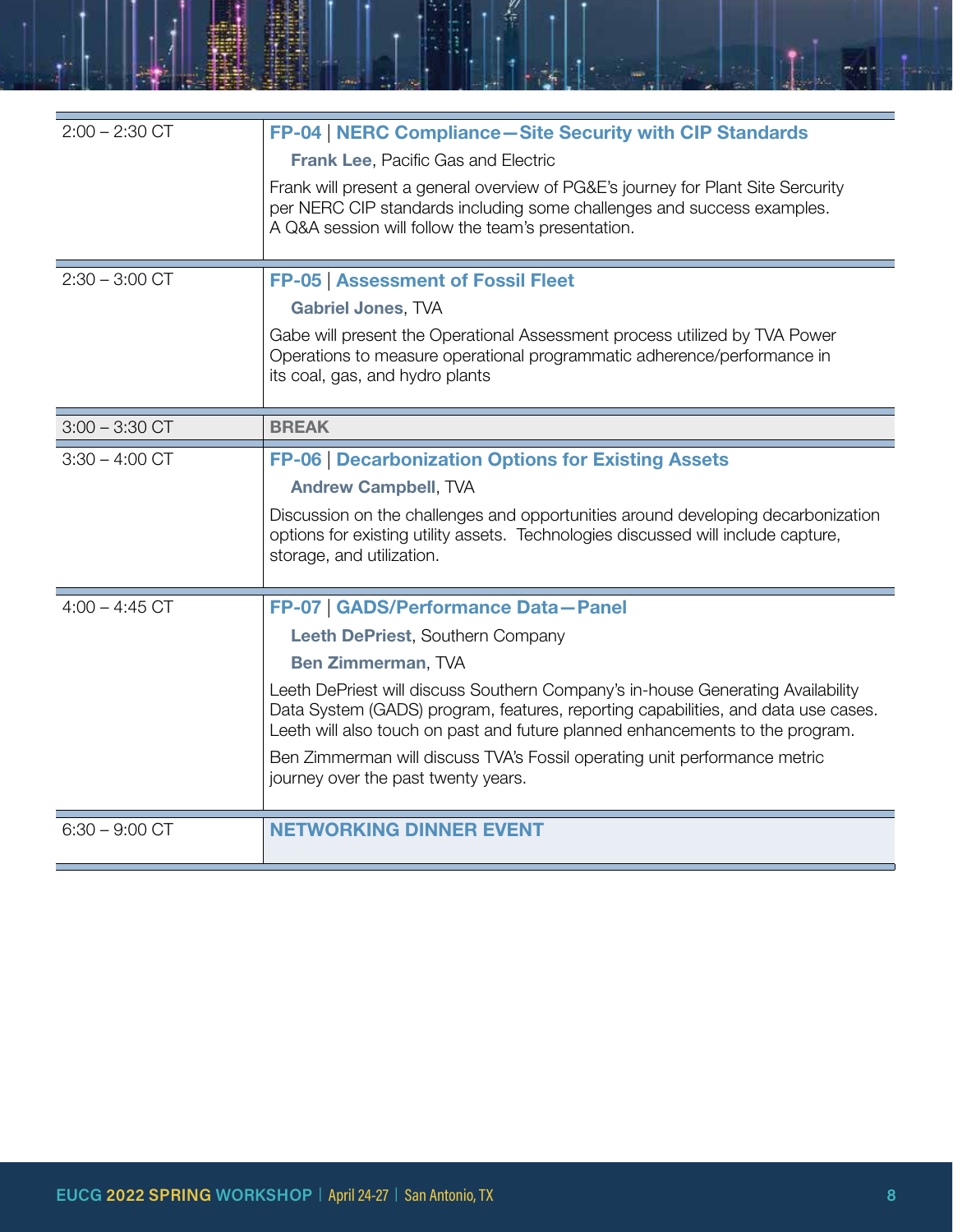| | |
|---|---|
| 2:00 – 2:30 CT | **FP-04 \| NERC Compliance—Site Security with CIP Standards**<br>**Frank Lee**, Pacific Gas and Electric<br>Frank will present a general overview of PG&E's journey for Plant Site Sercurity per NERC CIP standards including some challenges and success examples. A Q&A session will follow the team's presentation. |
| 2:30 – 3:00 CT | **FP-05 \| Assessment of Fossil Fleet**<br>**Gabriel Jones**, TVA<br>Gabe will present the Operational Assessment process utilized by TVA Power Operations to measure operational programmatic adherence/performance in its coal, gas, and hydro plants |
| 3:00 – 3:30 CT | **BREAK** |
| 3:30 – 4:00 CT | **FP-06 \| Decarbonization Options for Existing Assets**<br>**Andrew Campbell**, TVA<br>Discussion on the challenges and opportunities around developing decarbonization options for existing utility assets. Technologies discussed will include capture, storage, and utilization. |
| 4:00 – 4:45 CT | **FP-07 \| GADS/Performance Data—Panel**<br>**Leeth DePriest**, Southern Company<br>**Ben Zimmerman**, TVA<br>Leeth DePriest will discuss Southern Company's in-house Generating Availability Data System (GADS) program, features, reporting capabilities, and data use cases. Leeth will also touch on past and future planned enhancements to the program.<br>Ben Zimmerman will discuss TVA's Fossil operating unit performance metric journey over the past twenty years. |
| 6:30 – 9:00 CT | **NETWORKING DINNER EVENT** |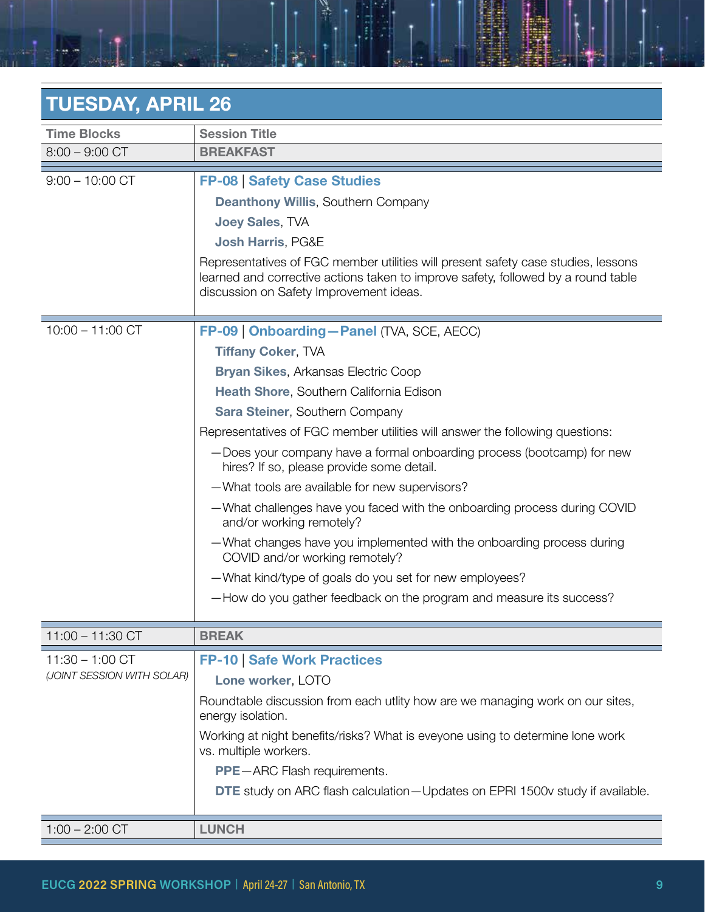## TUESDAY, APRIL 26

| Time Blocks | Session Title |
|---|---|
| 8:00 – 9:00 CT | **BREAKFAST** |
| 9:00 – 10:00 CT | **FP-08 \| Safety Case Studies**<br>**Deanthony Willis**, Southern Company<br>**Joey Sales**, TVA<br>**Josh Harris**, PG&E<br>Representatives of FGC member utilities will present safety case studies, lessons learned and corrective actions taken to improve safety, followed by a round table discussion on Safety Improvement ideas. |
| 10:00 – 11:00 CT | **FP-09 \| Onboarding—Panel** (TVA, SCE, AECC)<br>**Tiffany Coker**, TVA<br>**Bryan Sikes**, Arkansas Electric Coop<br>**Heath Shore**, Southern California Edison<br>**Sara Steiner**, Southern Company<br>Representatives of FGC member utilities will answer the following questions:<br>—Does your company have a formal onboarding process (bootcamp) for new hires? If so, please provide some detail.<br>—What tools are available for new supervisors?<br>—What challenges have you faced with the onboarding process during COVID and/or working remotely?<br>—What changes have you implemented with the onboarding process during COVID and/or working remotely?<br>—What kind/type of goals do you set for new employees?<br>—How do you gather feedback on the program and measure its success? |
| 11:00 – 11:30 CT | **BREAK** |
| 11:30 – 1:00 CT<br>*(JOINT SESSION WITH SOLAR)* | **FP-10 \| Safe Work Practices**<br>**Lone worker**, LOTO<br>Roundtable discussion from each utlity how are we managing work on our sites, energy isolation.<br>Working at night benefits/risks? What is eveyone using to determine lone work vs. multiple workers.<br>**PPE**—ARC Flash requirements.<br>**DTE** study on ARC flash calculation—Updates on EPRI 1500v study if available. |
| 1:00 – 2:00 CT | **LUNCH** |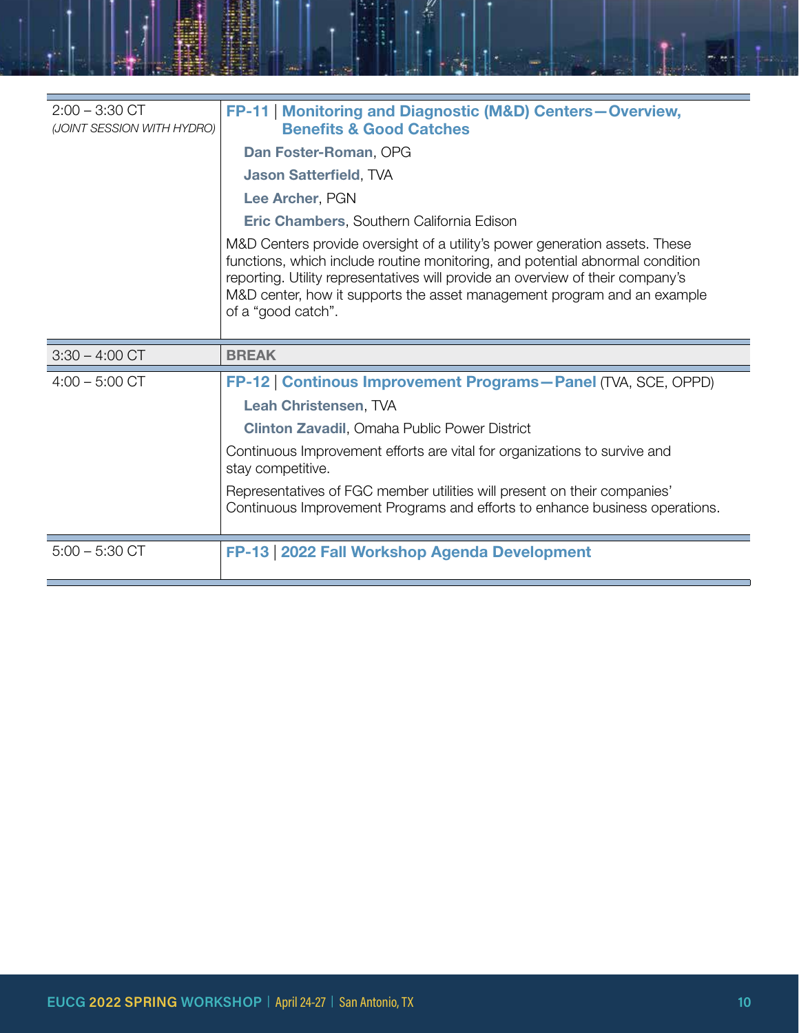| | |
|---|---|
| 2:00 – 3:30 CT *(JOINT SESSION WITH HYDRO)* | **FP-11** \| **Monitoring and Diagnostic (M&D) Centers—Overview, Benefits & Good Catches**<br>**Dan Foster-Roman**, OPG<br>**Jason Satterfield**, TVA<br>**Lee Archer**, PGN<br>**Eric Chambers**, Southern California Edison<br>M&D Centers provide oversight of a utility's power generation assets. These functions, which include routine monitoring, and potential abnormal condition reporting. Utility representatives will provide an overview of their company's M&D center, how it supports the asset management program and an example of a "good catch". |
| 3:30 – 4:00 CT | **BREAK** |
| 4:00 – 5:00 CT | **FP-12** \| **Continous Improvement Programs—Panel** (TVA, SCE, OPPD)<br>**Leah Christensen**, TVA<br>**Clinton Zavadil**, Omaha Public Power District<br>Continuous Improvement efforts are vital for organizations to survive and stay competitive.<br>Representatives of FGC member utilities will present on their companies' Continuous Improvement Programs and efforts to enhance business operations. |
| 5:00 – 5:30 CT | **FP-13** \| **2022 Fall Workshop Agenda Development** |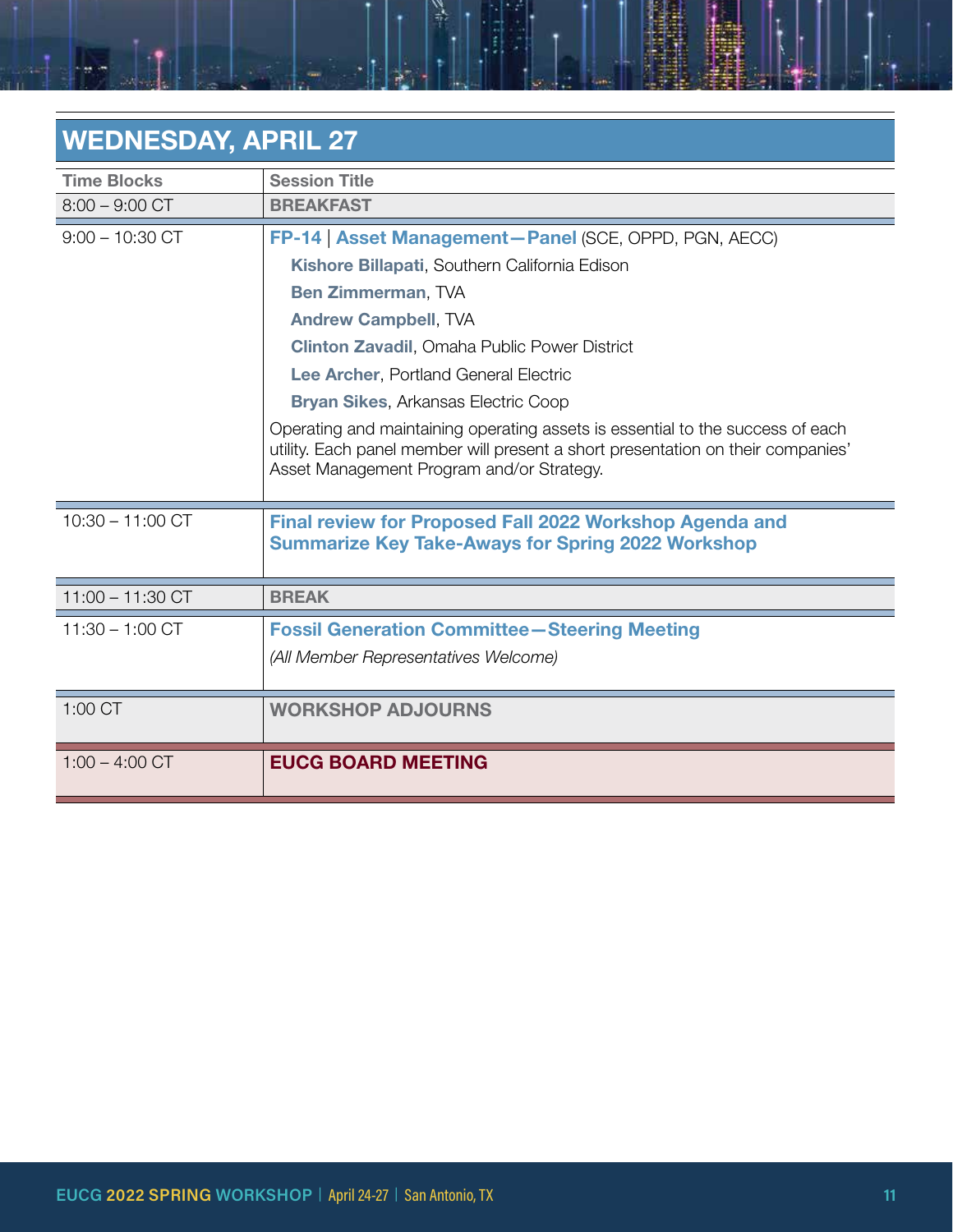## WEDNESDAY, APRIL 27

| Time Blocks | Session Title |
|---|---|
| 8:00 – 9:00 CT | **BREAKFAST** |
| 9:00 – 10:30 CT | **FP-14** \| **Asset Management—Panel** (SCE, OPPD, PGN, AECC)<br>**Kishore Billapati**, Southern California Edison<br>**Ben Zimmerman**, TVA<br>**Andrew Campbell**, TVA<br>**Clinton Zavadil**, Omaha Public Power District<br>**Lee Archer**, Portland General Electric<br>**Bryan Sikes**, Arkansas Electric Coop<br>Operating and maintaining operating assets is essential to the success of each utility. Each panel member will present a short presentation on their companies' Asset Management Program and/or Strategy. |
| 10:30 – 11:00 CT | **Final review for Proposed Fall 2022 Workshop Agenda and Summarize Key Take-Aways for Spring 2022 Workshop** |
| 11:00 – 11:30 CT | **BREAK** |
| 11:30 – 1:00 CT | **Fossil Generation Committee—Steering Meeting**<br>*(All Member Representatives Welcome)* |
| 1:00 CT | **WORKSHOP ADJOURNS** |
| 1:00 – 4:00 CT | **EUCG BOARD MEETING** |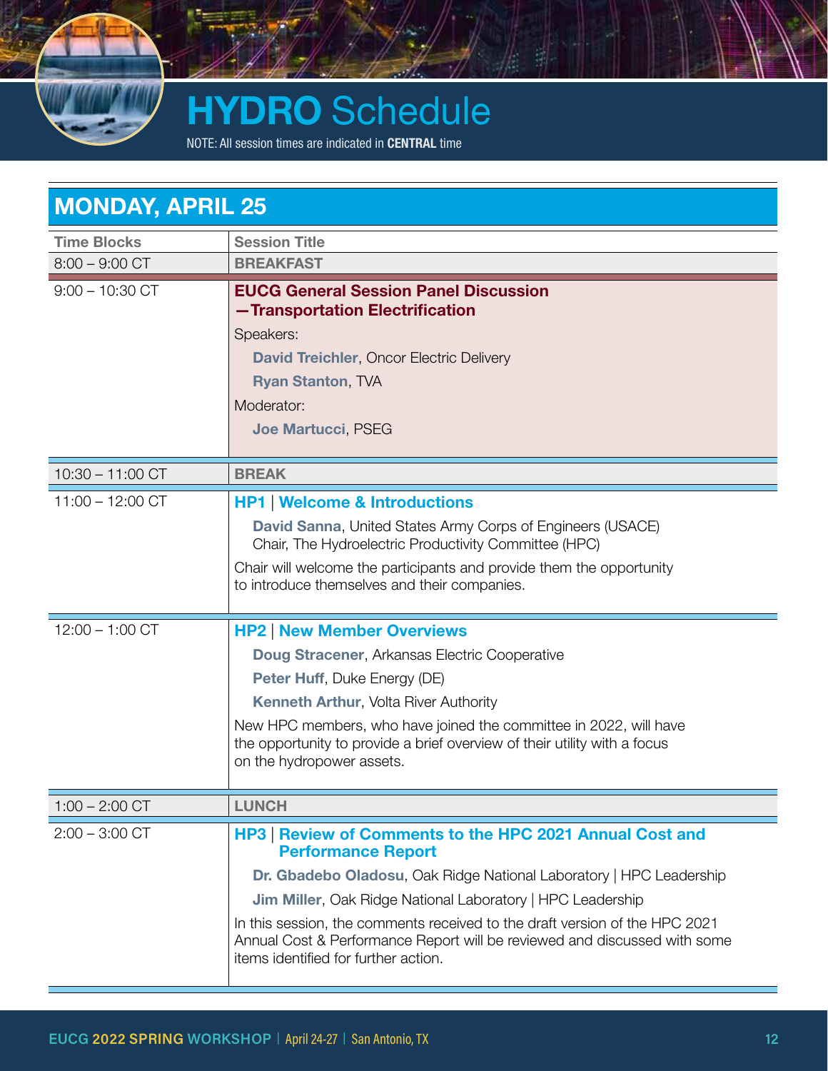# HYDRO Schedule

NOTE: All session times are indicated in **CENTRAL** time

## MONDAY, APRIL 25

| Time Blocks | Session Title |
|---|---|
| 8:00 – 9:00 CT | **BREAKFAST** |
| 9:00 – 10:30 CT | **EUCG General Session Panel Discussion —Transportation Electrification**<br>Speakers:<br>**David Treichler**, Oncor Electric Delivery<br>**Ryan Stanton**, TVA<br>Moderator:<br>**Joe Martucci**, PSEG |
| 10:30 – 11:00 CT | **BREAK** |
| 11:00 – 12:00 CT | **HP1 \| Welcome & Introductions**<br>**David Sanna**, United States Army Corps of Engineers (USACE) Chair, The Hydroelectric Productivity Committee (HPC)<br>Chair will welcome the participants and provide them the opportunity to introduce themselves and their companies. |
| 12:00 – 1:00 CT | **HP2 \| New Member Overviews**<br>**Doug Stracener**, Arkansas Electric Cooperative<br>**Peter Huff**, Duke Energy (DE)<br>**Kenneth Arthur**, Volta River Authority<br>New HPC members, who have joined the committee in 2022, will have the opportunity to provide a brief overview of their utility with a focus on the hydropower assets. |
| 1:00 – 2:00 CT | **LUNCH** |
| 2:00 – 3:00 CT | **HP3 \| Review of Comments to the HPC 2021 Annual Cost and Performance Report**<br>**Dr. Gbadebo Oladosu**, Oak Ridge National Laboratory \| HPC Leadership<br>**Jim Miller**, Oak Ridge National Laboratory \| HPC Leadership<br>In this session, the comments received to the draft version of the HPC 2021 Annual Cost & Performance Report will be reviewed and discussed with some items identified for further action. |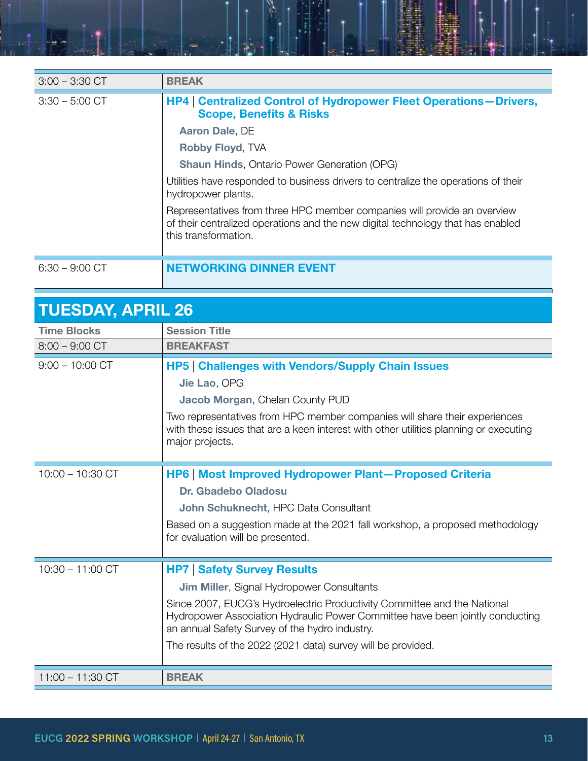| | |
|---|---|
| 3:00 – 3:30 CT | **BREAK** |
| 3:30 – 5:00 CT | **HP4 \| Centralized Control of Hydropower Fleet Operations—Drivers, Scope, Benefits & Risks**<br>**Aaron Dale**, DE<br>**Robby Floyd**, TVA<br>**Shaun Hinds**, Ontario Power Generation (OPG)<br>Utilities have responded to business drivers to centralize the operations of their hydropower plants.<br>Representatives from three HPC member companies will provide an overview of their centralized operations and the new digital technology that has enabled this transformation. |
| 6:30 – 9:00 CT | **NETWORKING DINNER EVENT** |

## TUESDAY, APRIL 26

| Time Blocks | Session Title |
|---|---|
| 8:00 – 9:00 CT | **BREAKFAST** |
| 9:00 – 10:00 CT | **HP5 \| Challenges with Vendors/Supply Chain Issues**<br>**Jie Lao**, OPG<br>**Jacob Morgan**, Chelan County PUD<br>Two representatives from HPC member companies will share their experiences with these issues that are a keen interest with other utilities planning or executing major projects. |
| 10:00 – 10:30 CT | **HP6 \| Most Improved Hydropower Plant—Proposed Criteria**<br>**Dr. Gbadebo Oladosu**<br>**John Schuknecht**, HPC Data Consultant<br>Based on a suggestion made at the 2021 fall workshop, a proposed methodology for evaluation will be presented. |
| 10:30 – 11:00 CT | **HP7 \| Safety Survey Results**<br>**Jim Miller**, Signal Hydropower Consultants<br>Since 2007, EUCG's Hydroelectric Productivity Committee and the National Hydropower Association Hydraulic Power Committee have been jointly conducting an annual Safety Survey of the hydro industry.<br>The results of the 2022 (2021 data) survey will be provided. |
| 11:00 – 11:30 CT | **BREAK** |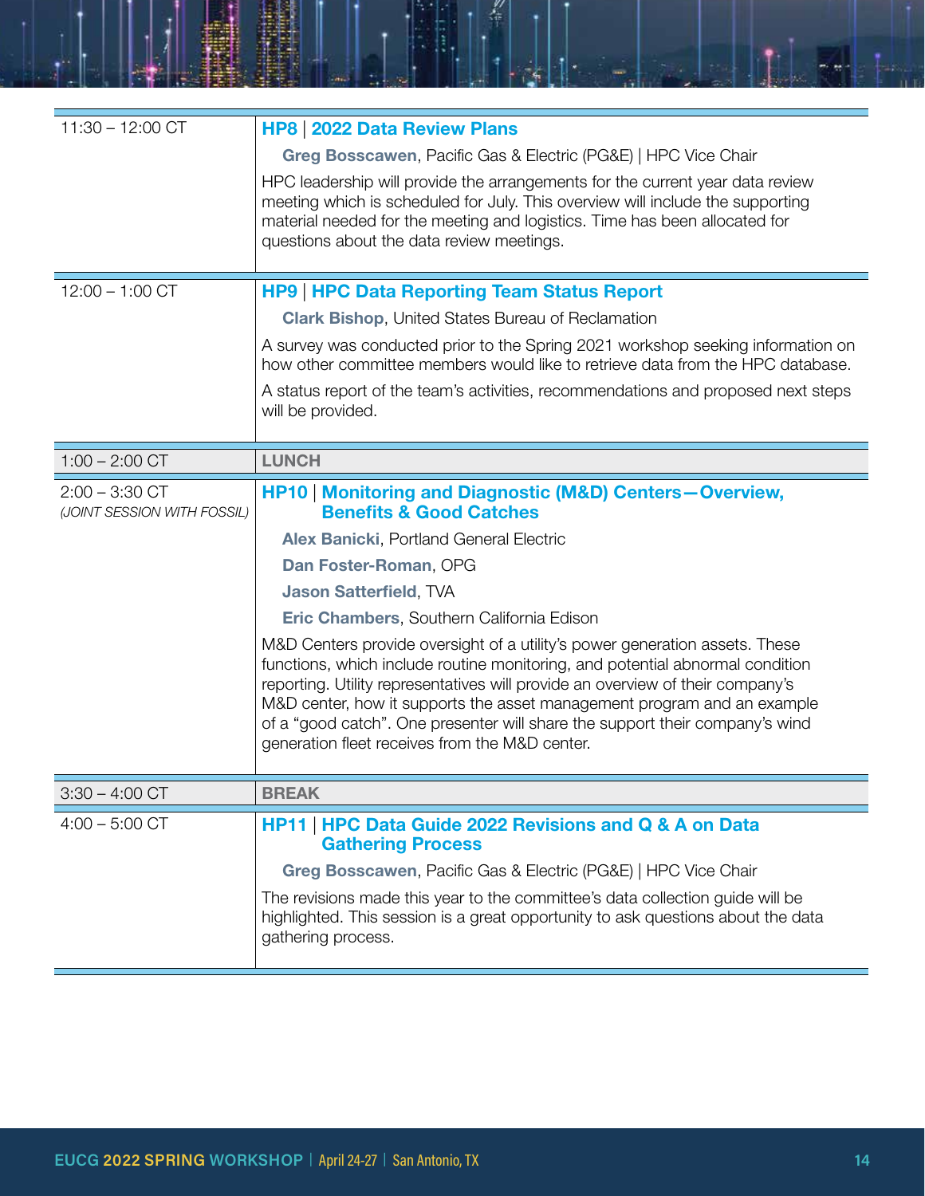| | |
|---|---|
| 11:30 – 12:00 CT | **HP8 \| 2022 Data Review Plans**<br><br>**Greg Bosscawen**, Pacific Gas & Electric (PG&E) \| HPC Vice Chair<br><br>HPC leadership will provide the arrangements for the current year data review meeting which is scheduled for July. This overview will include the supporting material needed for the meeting and logistics. Time has been allocated for questions about the data review meetings. |
| 12:00 – 1:00 CT | **HP9 \| HPC Data Reporting Team Status Report**<br><br>**Clark Bishop**, United States Bureau of Reclamation<br><br>A survey was conducted prior to the Spring 2021 workshop seeking information on how other committee members would like to retrieve data from the HPC database.<br><br>A status report of the team's activities, recommendations and proposed next steps will be provided. |
| 1:00 – 2:00 CT | **LUNCH** |
| 2:00 – 3:30 CT<br>*(JOINT SESSION WITH FOSSIL)* | **HP10 \| Monitoring and Diagnostic (M&D) Centers—Overview, Benefits & Good Catches**<br><br>**Alex Banicki**, Portland General Electric<br><br>**Dan Foster-Roman**, OPG<br><br>**Jason Satterfield**, TVA<br><br>**Eric Chambers**, Southern California Edison<br><br>M&D Centers provide oversight of a utility's power generation assets. These functions, which include routine monitoring, and potential abnormal condition reporting. Utility representatives will provide an overview of their company's M&D center, how it supports the asset management program and an example of a "good catch". One presenter will share the support their company's wind generation fleet receives from the M&D center. |
| 3:30 – 4:00 CT | **BREAK** |
| 4:00 – 5:00 CT | **HP11 \| HPC Data Guide 2022 Revisions and Q & A on Data Gathering Process**<br><br>**Greg Bosscawen**, Pacific Gas & Electric (PG&E) \| HPC Vice Chair<br><br>The revisions made this year to the committee's data collection guide will be highlighted. This session is a great opportunity to ask questions about the data gathering process. |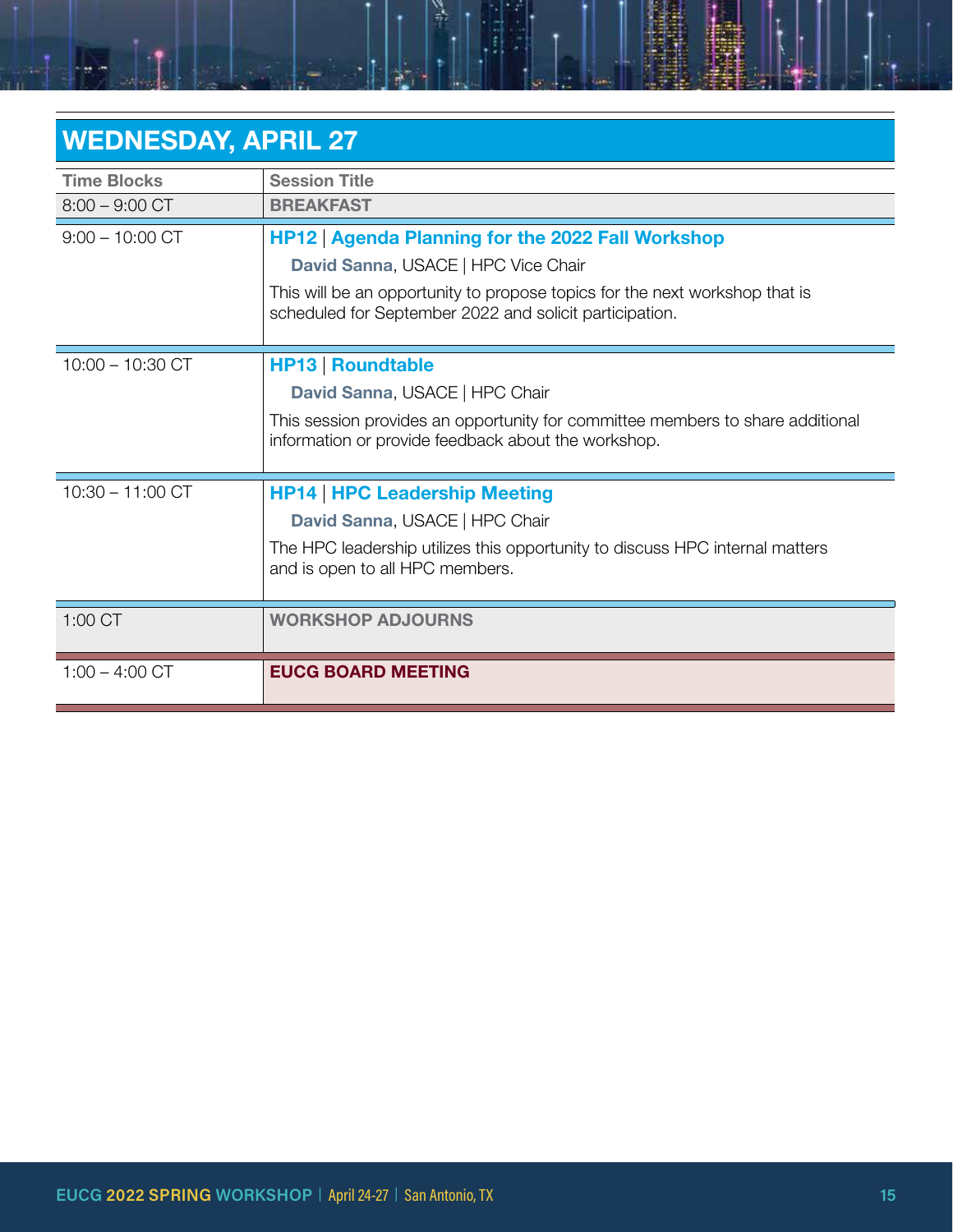## WEDNESDAY, APRIL 27

| Time Blocks | Session Title |
|---|---|
| 8:00 – 9:00 CT | **BREAKFAST** |
| 9:00 – 10:00 CT | **HP12 \| Agenda Planning for the 2022 Fall Workshop**<br>**David Sanna**, USACE \| HPC Vice Chair<br>This will be an opportunity to propose topics for the next workshop that is scheduled for September 2022 and solicit participation. |
| 10:00 – 10:30 CT | **HP13 \| Roundtable**<br>**David Sanna**, USACE \| HPC Chair<br>This session provides an opportunity for committee members to share additional information or provide feedback about the workshop. |
| 10:30 – 11:00 CT | **HP14 \| HPC Leadership Meeting**<br>**David Sanna**, USACE \| HPC Chair<br>The HPC leadership utilizes this opportunity to discuss HPC internal matters and is open to all HPC members. |
| 1:00 CT | **WORKSHOP ADJOURNS** |
| 1:00 – 4:00 CT | **EUCG BOARD MEETING** |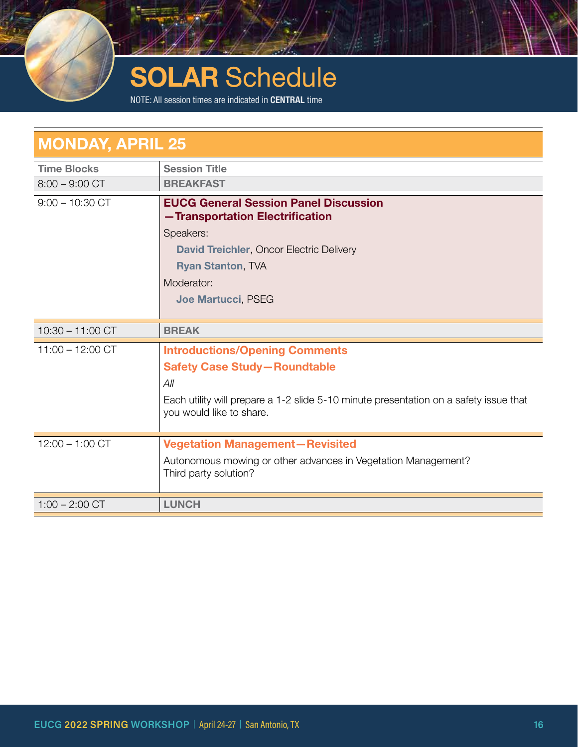# SOLAR Schedule

NOTE: All session times are indicated in **CENTRAL** time

## MONDAY, APRIL 25

| Time Blocks | Session Title |
|---|---|
| 8:00 – 9:00 CT | **BREAKFAST** |
| 9:00 – 10:30 CT | **EUCG General Session Panel Discussion —Transportation Electrification**<br>Speakers:<br>**David Treichler**, Oncor Electric Delivery<br>**Ryan Stanton**, TVA<br>Moderator:<br>**Joe Martucci**, PSEG |
| 10:30 – 11:00 CT | **BREAK** |
| 11:00 – 12:00 CT | **Introductions/Opening Comments**<br>**Safety Case Study—Roundtable**<br>*All*<br>Each utility will prepare a 1-2 slide 5-10 minute presentation on a safety issue that you would like to share. |
| 12:00 – 1:00 CT | **Vegetation Management—Revisited**<br>Autonomous mowing or other advances in Vegetation Management?<br>Third party solution? |
| 1:00 – 2:00 CT | **LUNCH** |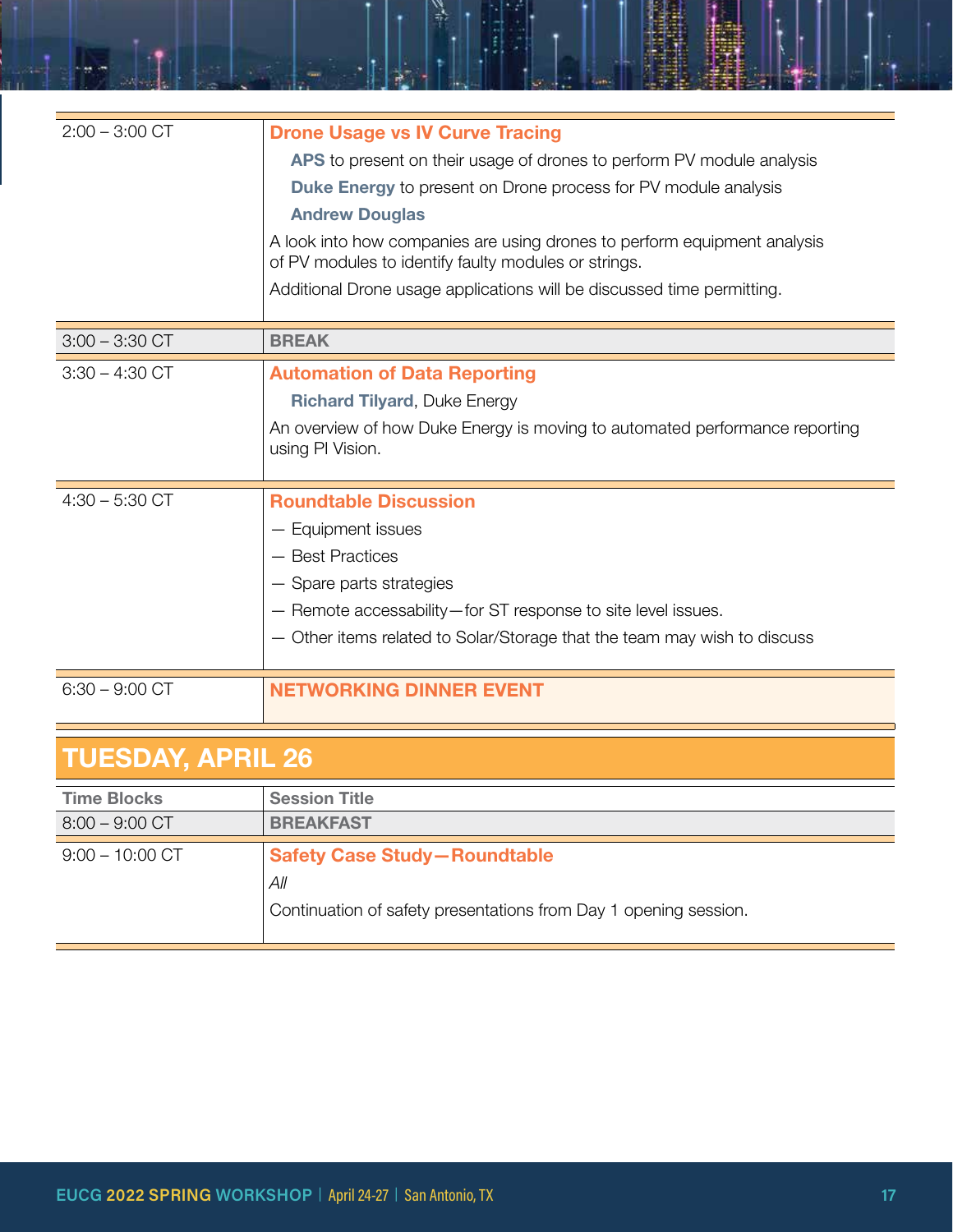| | |
|---|---|
| 2:00 – 3:00 CT | **Drone Usage vs IV Curve Tracing**<br>**APS** to present on their usage of drones to perform PV module analysis<br>**Duke Energy** to present on Drone process for PV module analysis<br>**Andrew Douglas**<br>A look into how companies are using drones to perform equipment analysis of PV modules to identify faulty modules or strings.<br>Additional Drone usage applications will be discussed time permitting. |
| 3:00 – 3:30 CT | **BREAK** |
| 3:30 – 4:30 CT | **Automation of Data Reporting**<br>**Richard Tilyard**, Duke Energy<br>An overview of how Duke Energy is moving to automated performance reporting using PI Vision. |
| 4:30 – 5:30 CT | **Roundtable Discussion**<br>— Equipment issues<br>— Best Practices<br>— Spare parts strategies<br>— Remote accessability—for ST response to site level issues.<br>— Other items related to Solar/Storage that the team may wish to discuss |
| 6:30 – 9:00 CT | **NETWORKING DINNER EVENT** |

## TUESDAY, APRIL 26

| Time Blocks | Session Title |
|---|---|
| 8:00 – 9:00 CT | **BREAKFAST** |
| 9:00 – 10:00 CT | **Safety Case Study—Roundtable**<br>*All*<br>Continuation of safety presentations from Day 1 opening session. |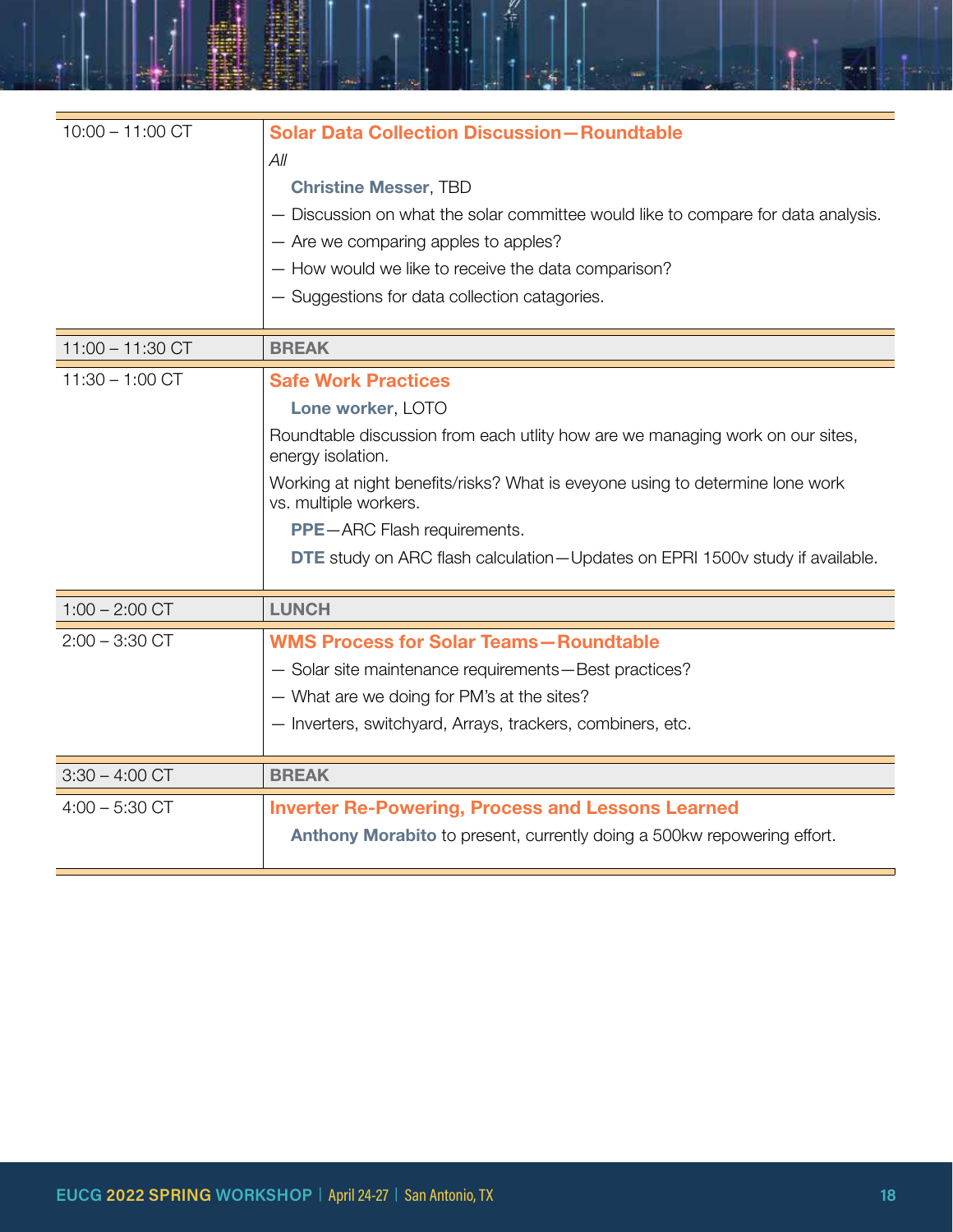| | |
|---|---|
| 10:00 – 11:00 CT | **Solar Data Collection Discussion—Roundtable**<br>*All*<br>**Christine Messer**, TBD<br>— Discussion on what the solar committee would like to compare for data analysis.<br>— Are we comparing apples to apples?<br>— How would we like to receive the data comparison?<br>— Suggestions for data collection catagories. |
| 11:00 – 11:30 CT | **BREAK** |
| 11:30 – 1:00 CT | **Safe Work Practices**<br>**Lone worker**, LOTO<br>Roundtable discussion from each utlity how are we managing work on our sites, energy isolation.<br>Working at night benefits/risks? What is eveyone using to determine lone work vs. multiple workers.<br>**PPE**—ARC Flash requirements.<br>**DTE** study on ARC flash calculation—Updates on EPRI 1500v study if available. |
| 1:00 – 2:00 CT | **LUNCH** |
| 2:00 – 3:30 CT | **WMS Process for Solar Teams—Roundtable**<br>— Solar site maintenance requirements—Best practices?<br>— What are we doing for PM's at the sites?<br>— Inverters, switchyard, Arrays, trackers, combiners, etc. |
| 3:30 – 4:00 CT | **BREAK** |
| 4:00 – 5:30 CT | **Inverter Re-Powering, Process and Lessons Learned**<br>**Anthony Morabito** to present, currently doing a 500kw repowering effort. |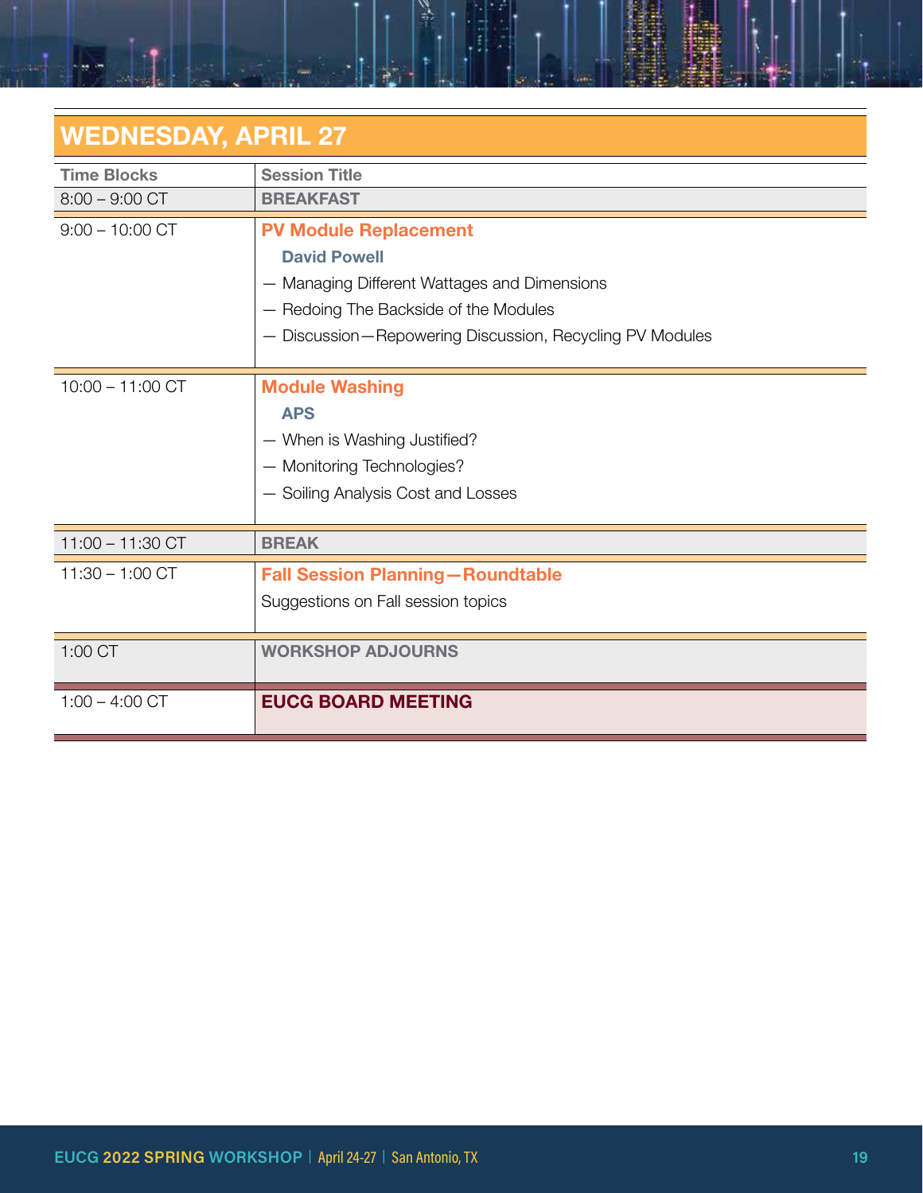## WEDNESDAY, APRIL 27

| Time Blocks | Session Title |
|---|---|
| 8:00 – 9:00 CT | **BREAKFAST** |
| 9:00 – 10:00 CT | **PV Module Replacement**<br>**David Powell**<br>— Managing Different Wattages and Dimensions<br>— Redoing The Backside of the Modules<br>— Discussion—Repowering Discussion, Recycling PV Modules |
| 10:00 – 11:00 CT | **Module Washing**<br>**APS**<br>— When is Washing Justified?<br>— Monitoring Technologies?<br>— Soiling Analysis Cost and Losses |
| 11:00 – 11:30 CT | **BREAK** |
| 11:30 – 1:00 CT | **Fall Session Planning—Roundtable**<br>Suggestions on Fall session topics |
| 1:00 CT | **WORKSHOP ADJOURNS** |
| 1:00 – 4:00 CT | **EUCG BOARD MEETING** |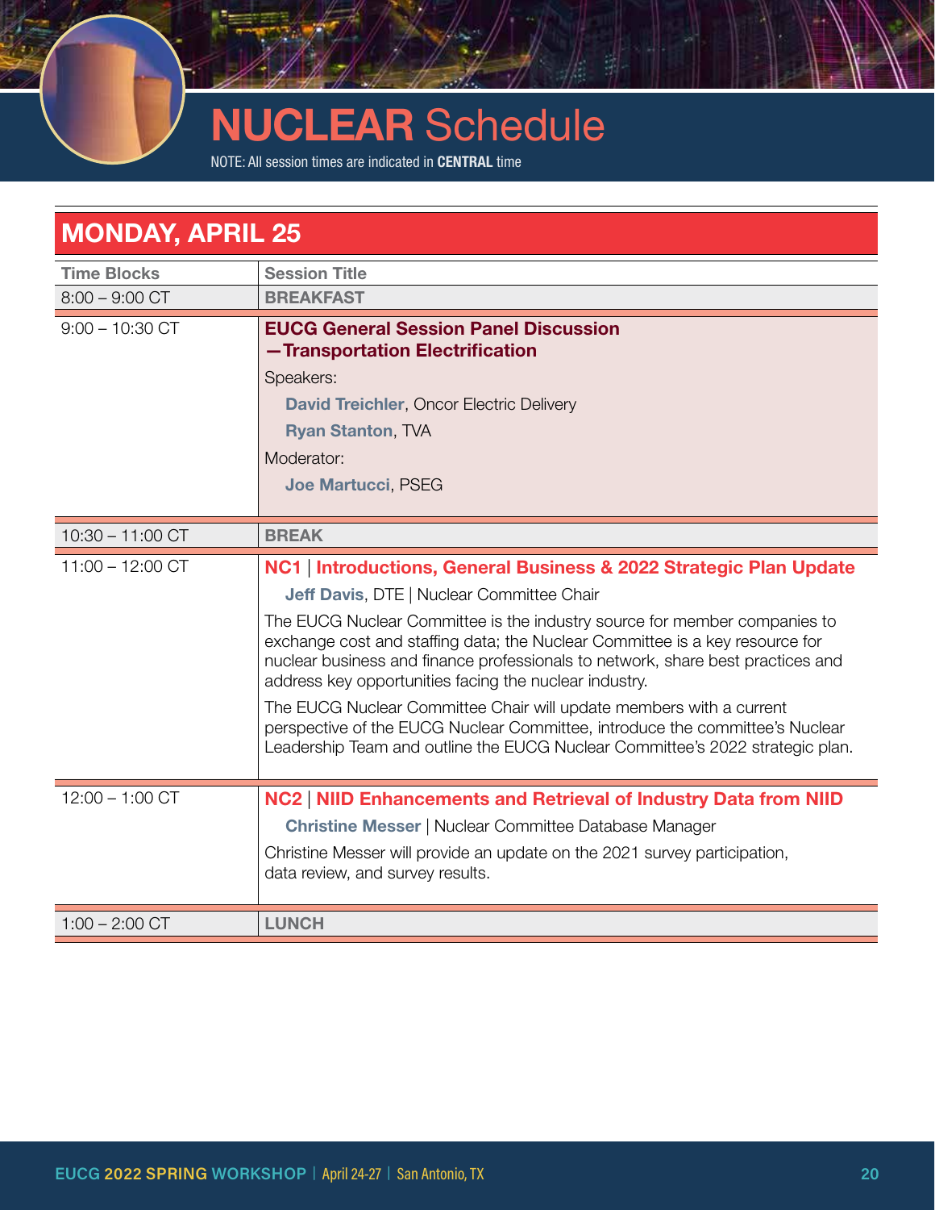# NUCLEAR Schedule

NOTE: All session times are indicated in **CENTRAL** time

## MONDAY, APRIL 25

| Time Blocks | Session Title |
|---|---|
| 8:00 – 9:00 CT | **BREAKFAST** |
| 9:00 – 10:30 CT | **EUCG General Session Panel Discussion —Transportation Electrification**<br>Speakers:<br>**David Treichler**, Oncor Electric Delivery<br>**Ryan Stanton**, TVA<br>Moderator:<br>**Joe Martucci**, PSEG |
| 10:30 – 11:00 CT | **BREAK** |
| 11:00 – 12:00 CT | **NC1 \| Introductions, General Business & 2022 Strategic Plan Update**<br>**Jeff Davis**, DTE \| Nuclear Committee Chair<br>The EUCG Nuclear Committee is the industry source for member companies to exchange cost and staffing data; the Nuclear Committee is a key resource for nuclear business and finance professionals to network, share best practices and address key opportunities facing the nuclear industry.<br>The EUCG Nuclear Committee Chair will update members with a current perspective of the EUCG Nuclear Committee, introduce the committee's Nuclear Leadership Team and outline the EUCG Nuclear Committee's 2022 strategic plan. |
| 12:00 – 1:00 CT | **NC2 \| NIID Enhancements and Retrieval of Industry Data from NIID**<br>**Christine Messer** \| Nuclear Committee Database Manager<br>Christine Messer will provide an update on the 2021 survey participation, data review, and survey results. |
| 1:00 – 2:00 CT | **LUNCH** |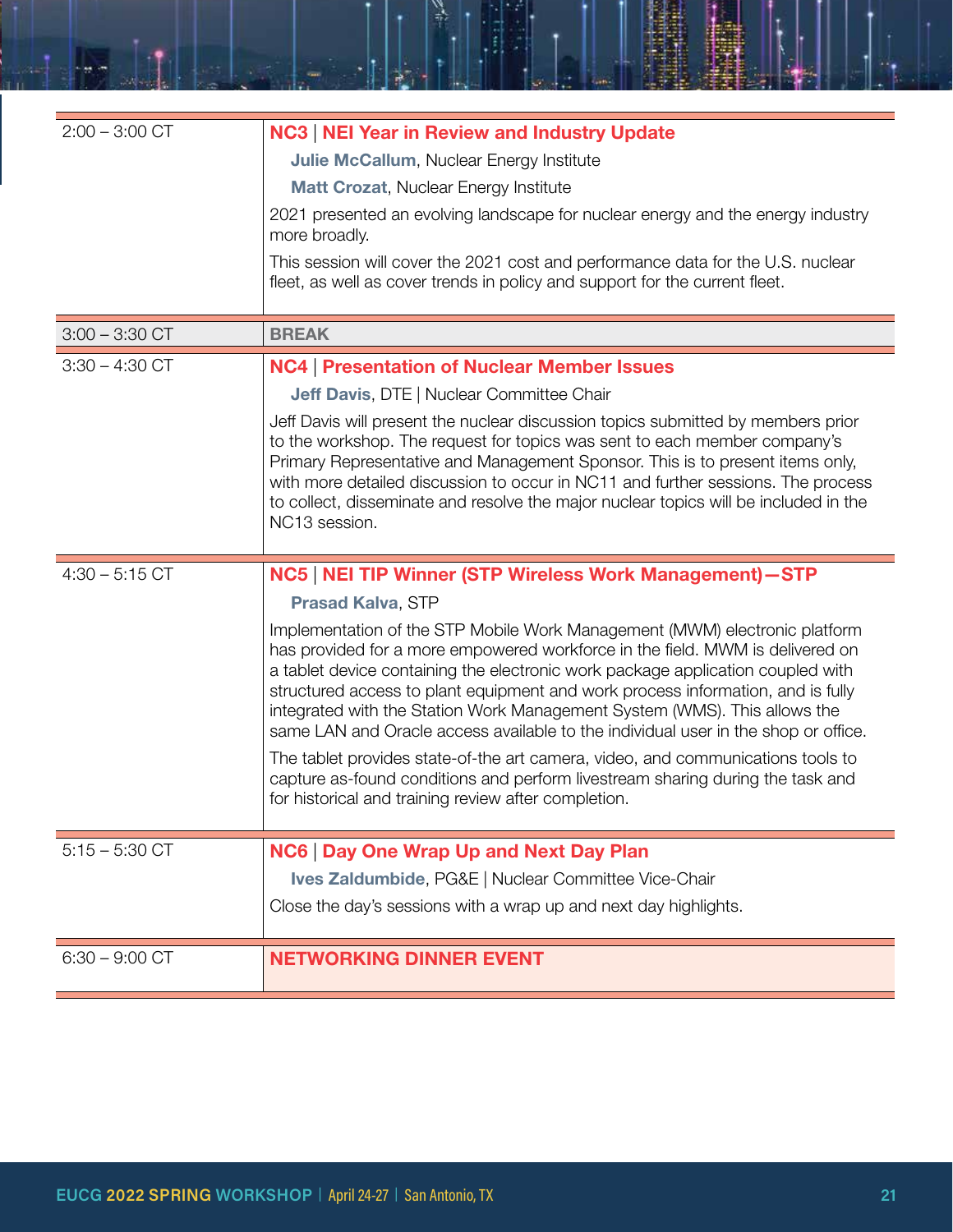| Time | Session |
|---|---|
| 2:00 – 3:00 CT | **NC3 \| NEI Year in Review and Industry Update**<br>**Julie McCallum**, Nuclear Energy Institute<br>**Matt Crozat**, Nuclear Energy Institute<br>2021 presented an evolving landscape for nuclear energy and the energy industry more broadly.<br>This session will cover the 2021 cost and performance data for the U.S. nuclear fleet, as well as cover trends in policy and support for the current fleet. |
| 3:00 – 3:30 CT | **BREAK** |
| 3:30 – 4:30 CT | **NC4 \| Presentation of Nuclear Member Issues**<br>**Jeff Davis**, DTE \| Nuclear Committee Chair<br>Jeff Davis will present the nuclear discussion topics submitted by members prior to the workshop. The request for topics was sent to each member company's Primary Representative and Management Sponsor. This is to present items only, with more detailed discussion to occur in NC11 and further sessions. The process to collect, disseminate and resolve the major nuclear topics will be included in the NC13 session. |
| 4:30 – 5:15 CT | **NC5 \| NEI TIP Winner (STP Wireless Work Management)—STP**<br>**Prasad Kalva**, STP<br>Implementation of the STP Mobile Work Management (MWM) electronic platform has provided for a more empowered workforce in the field. MWM is delivered on a tablet device containing the electronic work package application coupled with structured access to plant equipment and work process information, and is fully integrated with the Station Work Management System (WMS). This allows the same LAN and Oracle access available to the individual user in the shop or office.<br>The tablet provides state-of-the art camera, video, and communications tools to capture as-found conditions and perform livestream sharing during the task and for historical and training review after completion. |
| 5:15 – 5:30 CT | **NC6 \| Day One Wrap Up and Next Day Plan**<br>**Ives Zaldumbide**, PG&E \| Nuclear Committee Vice-Chair<br>Close the day's sessions with a wrap up and next day highlights. |
| 6:30 – 9:00 CT | **NETWORKING DINNER EVENT** |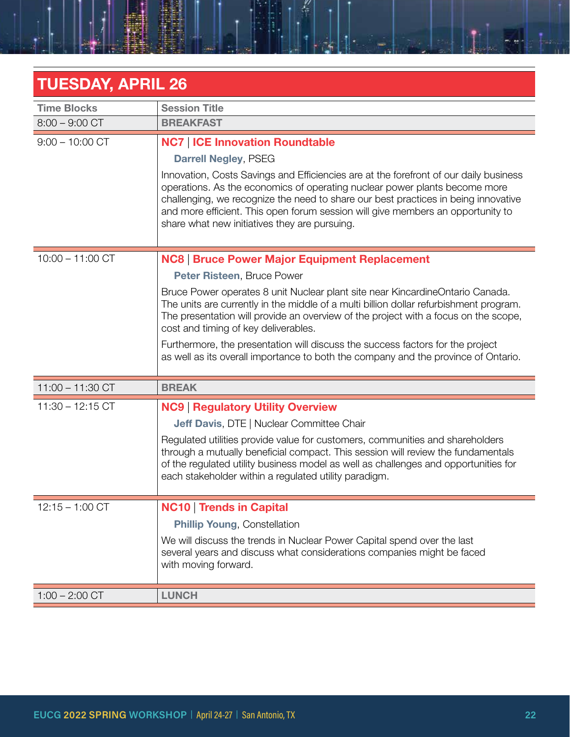## TUESDAY, APRIL 26

| Time Blocks | Session Title |
|---|---|
| 8:00 – 9:00 CT | **BREAKFAST** |
| 9:00 – 10:00 CT | **NC7 \| ICE Innovation Roundtable**<br><br>**Darrell Negley**, PSEG<br><br>Innovation, Costs Savings and Efficiencies are at the forefront of our daily business operations. As the economics of operating nuclear power plants become more challenging, we recognize the need to share our best practices in being innovative and more efficient. This open forum session will give members an opportunity to share what new initiatives they are pursuing. |
| 10:00 – 11:00 CT | **NC8 \| Bruce Power Major Equipment Replacement**<br><br>**Peter Risteen**, Bruce Power<br><br>Bruce Power operates 8 unit Nuclear plant site near KincardineOntario Canada. The units are currently in the middle of a multi billion dollar refurbishment program. The presentation will provide an overview of the project with a focus on the scope, cost and timing of key deliverables.<br><br>Furthermore, the presentation will discuss the success factors for the project as well as its overall importance to both the company and the province of Ontario. |
| 11:00 – 11:30 CT | **BREAK** |
| 11:30 – 12:15 CT | **NC9 \| Regulatory Utility Overview**<br><br>**Jeff Davis**, DTE \| Nuclear Committee Chair<br><br>Regulated utilities provide value for customers, communities and shareholders through a mutually beneficial compact. This session will review the fundamentals of the regulated utility business model as well as challenges and opportunities for each stakeholder within a regulated utility paradigm. |
| 12:15 – 1:00 CT | **NC10 \| Trends in Capital**<br><br>**Phillip Young**, Constellation<br><br>We will discuss the trends in Nuclear Power Capital spend over the last several years and discuss what considerations companies might be faced with moving forward. |
| 1:00 – 2:00 CT | **LUNCH** |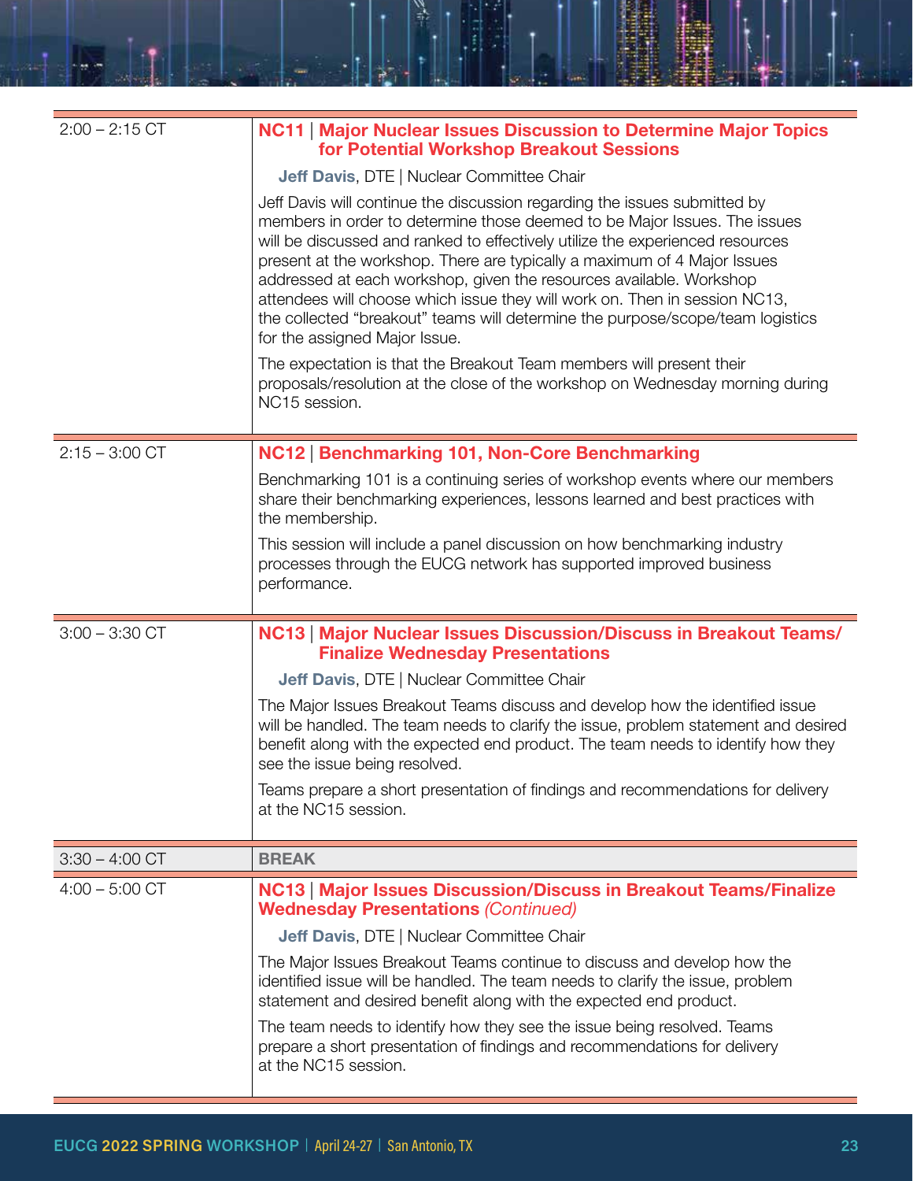| Time | Session |
|---|---|
| 2:00 – 2:15 CT | **NC11 \| Major Nuclear Issues Discussion to Determine Major Topics for Potential Workshop Breakout Sessions**<br><br>**Jeff Davis**, DTE \| Nuclear Committee Chair<br><br>Jeff Davis will continue the discussion regarding the issues submitted by members in order to determine those deemed to be Major Issues. The issues will be discussed and ranked to effectively utilize the experienced resources present at the workshop. There are typically a maximum of 4 Major Issues addressed at each workshop, given the resources available. Workshop attendees will choose which issue they will work on. Then in session NC13, the collected "breakout" teams will determine the purpose/scope/team logistics for the assigned Major Issue.<br><br>The expectation is that the Breakout Team members will present their proposals/resolution at the close of the workshop on Wednesday morning during NC15 session. |
| 2:15 – 3:00 CT | **NC12 \| Benchmarking 101, Non-Core Benchmarking**<br><br>Benchmarking 101 is a continuing series of workshop events where our members share their benchmarking experiences, lessons learned and best practices with the membership.<br><br>This session will include a panel discussion on how benchmarking industry processes through the EUCG network has supported improved business performance. |
| 3:00 – 3:30 CT | **NC13 \| Major Nuclear Issues Discussion/Discuss in Breakout Teams/ Finalize Wednesday Presentations**<br><br>**Jeff Davis**, DTE \| Nuclear Committee Chair<br><br>The Major Issues Breakout Teams discuss and develop how the identified issue will be handled. The team needs to clarify the issue, problem statement and desired benefit along with the expected end product. The team needs to identify how they see the issue being resolved.<br><br>Teams prepare a short presentation of findings and recommendations for delivery at the NC15 session. |
| 3:30 – 4:00 CT | **BREAK** |
| 4:00 – 5:00 CT | **NC13 \| Major Issues Discussion/Discuss in Breakout Teams/Finalize Wednesday Presentations** *(Continued)*<br><br>**Jeff Davis**, DTE \| Nuclear Committee Chair<br><br>The Major Issues Breakout Teams continue to discuss and develop how the identified issue will be handled. The team needs to clarify the issue, problem statement and desired benefit along with the expected end product.<br><br>The team needs to identify how they see the issue being resolved. Teams prepare a short presentation of findings and recommendations for delivery at the NC15 session. |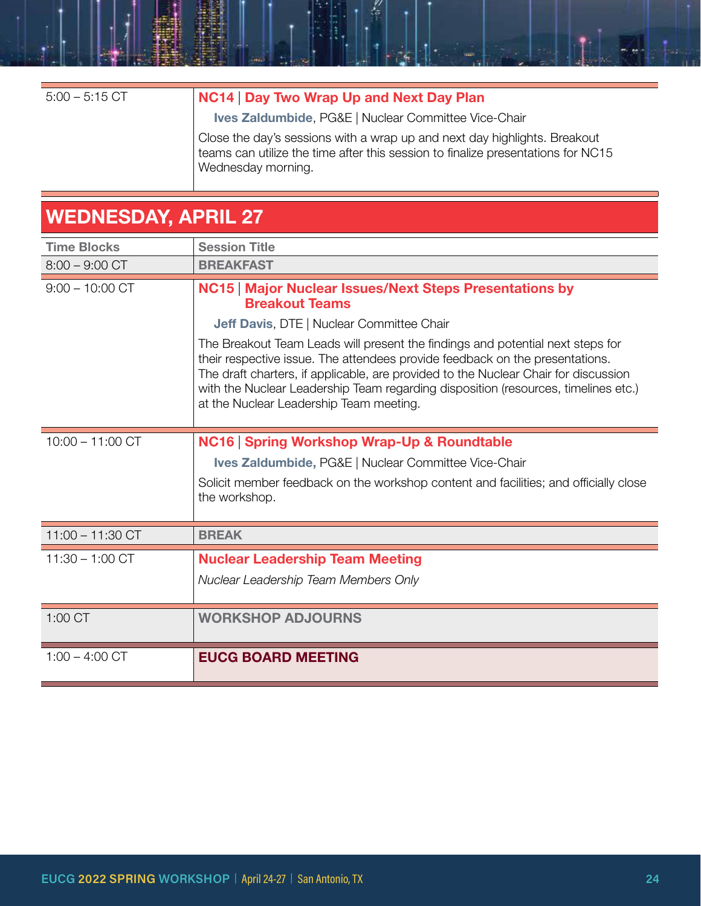| | |
|---|---|
| 5:00 – 5:15 CT | **NC14 \| Day Two Wrap Up and Next Day Plan**<br>**Ives Zaldumbide**, PG&E \| Nuclear Committee Vice-Chair<br>Close the day's sessions with a wrap up and next day highlights. Breakout teams can utilize the time after this session to finalize presentations for NC15 Wednesday morning. |

## WEDNESDAY, APRIL 27

| Time Blocks | Session Title |
|---|---|
| 8:00 – 9:00 CT | **BREAKFAST** |
| 9:00 – 10:00 CT | **NC15 \| Major Nuclear Issues/Next Steps Presentations by Breakout Teams**<br>**Jeff Davis**, DTE \| Nuclear Committee Chair<br>The Breakout Team Leads will present the findings and potential next steps for their respective issue. The attendees provide feedback on the presentations. The draft charters, if applicable, are provided to the Nuclear Chair for discussion with the Nuclear Leadership Team regarding disposition (resources, timelines etc.) at the Nuclear Leadership Team meeting. |
| 10:00 – 11:00 CT | **NC16 \| Spring Workshop Wrap-Up & Roundtable**<br>**Ives Zaldumbide,** PG&E \| Nuclear Committee Vice-Chair<br>Solicit member feedback on the workshop content and facilities; and officially close the workshop. |
| 11:00 – 11:30 CT | **BREAK** |
| 11:30 – 1:00 CT | **Nuclear Leadership Team Meeting**<br>*Nuclear Leadership Team Members Only* |
| 1:00 CT | **WORKSHOP ADJOURNS** |
| 1:00 – 4:00 CT | **EUCG BOARD MEETING** |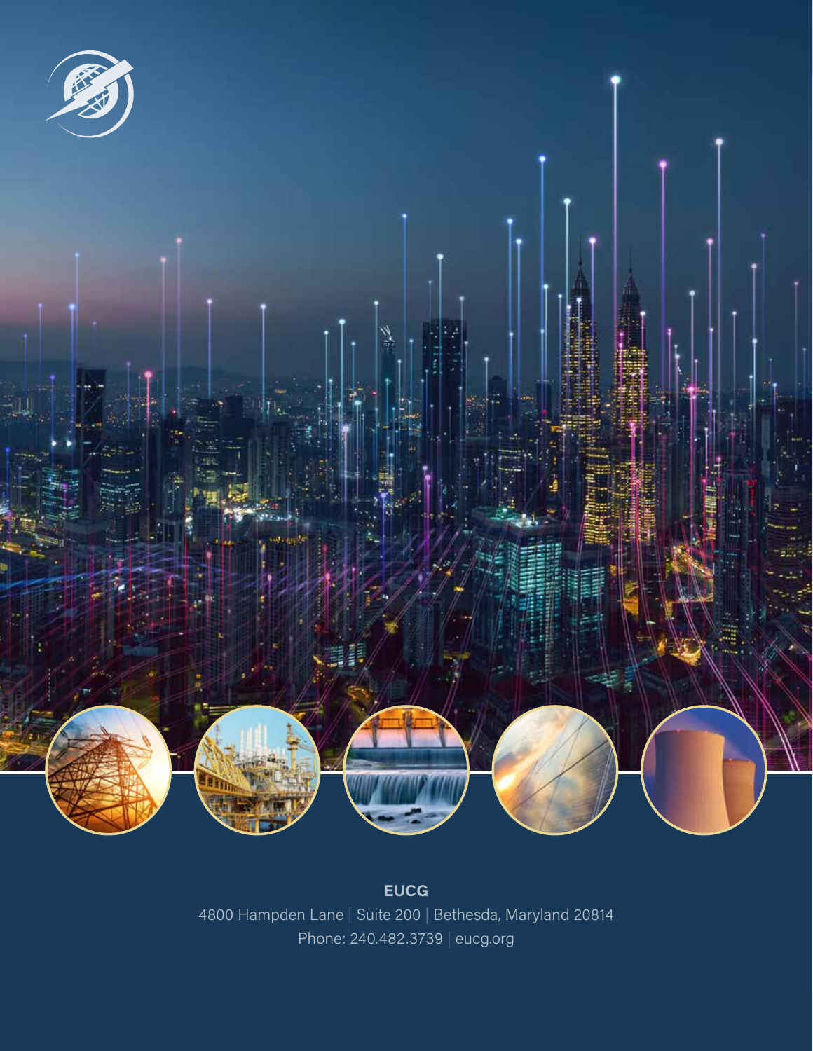**EUCG**

4800 Hampden Lane | Suite 200 | Bethesda, Maryland 20814

Phone: 240.482.3739 | eucg.org